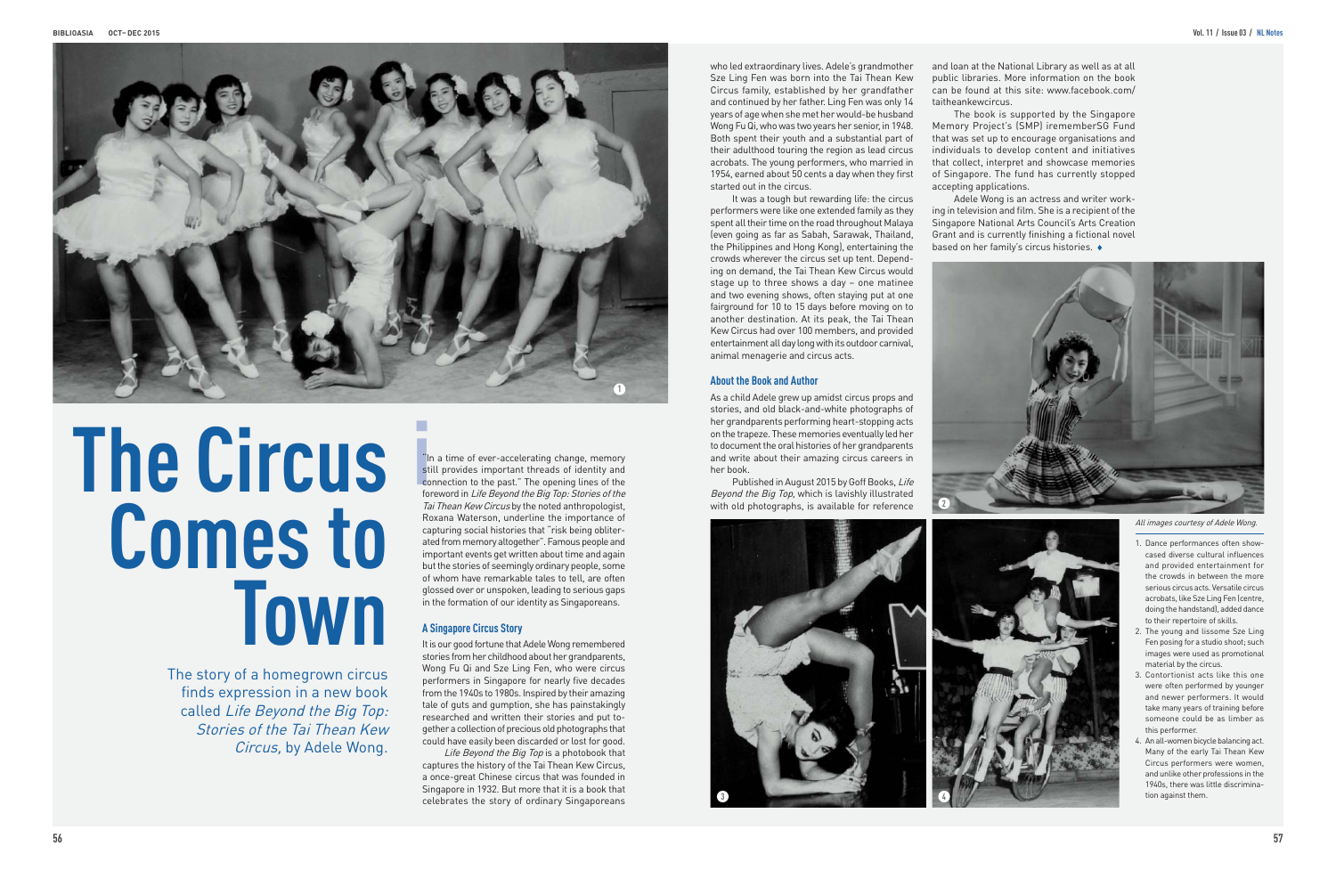# The Circus Comes to Town

The story of a homegrown circus finds expression in a new book called *Life Beyond the Big Top: Stories of the Tai Thean Kew Circus*, by Adele Wong.

"In a time of ever-accelerating change, memory still provides important threads of identity and connection to the past." The opening lines of the foreword in *Life Beyond the Big Top: Stories of the Tai Thean Kew Circus* by the noted anthropologist, Roxana Waterson, underline the importance of capturing social histories that "risk being obliterated from memory altogether". Famous people and important events get written about time and again but the stories of seemingly ordinary people, some of whom have remarkable tales to tell, are often glossed over or unspoken, leading to serious gaps in the formation of our identity as Singaporeans.

## A Singapore Circus Story

It is our good fortune that Adele Wong remembered stories from her childhood about her grandparents, Wong Fu Qi and Sze Ling Fen, who were circus performers in Singapore for nearly five decades from the 1940s to 1980s. Inspired by their amazing tale of guts and gumption, she has painstakingly researched and written their stories and put together a collection of precious old photographs that could have easily been discarded or lost for good.

*Life Beyond the Big Top* is a photobook that captures the history of the Tai Thean Kew Circus, a once-great Chinese circus that was founded in Singapore in 1932. But more that it is a book that celebrates the story of ordinary Singaporeans who led extraordinary lives. Adele's grandmother Sze Ling Fen was born into the Tai Thean Kew Circus family, established by her grandfather and continued by her father. Ling Fen was only 14 years of age when she met her would-be husband Wong Fu Qi, who was two years her senior, in 1948. Both spent their youth and a substantial part of their adulthood touring the region as lead circus acrobats. The young performers, who married in 1954, earned about 50 cents a day when they first started out in the circus.

It was a tough but rewarding life: the circus performers were like one extended family as they spent all their time on the road throughout Malaya (even going as far as Sabah, Sarawak, Thailand, the Philippines and Hong Kong), entertaining the crowds wherever the circus set up tent. Depending on demand, the Tai Thean Kew Circus would stage up to three shows a day – one matinee and two evening shows, often staying put at one fairground for 10 to 15 days before moving on to another destination. At its peak, the Tai Thean Kew Circus had over 100 members, and provided entertainment all day long with its outdoor carnival, animal menagerie and circus acts.

## About the Book and Author

As a child Adele grew up amidst circus props and stories, and old black-and-white photographs of her grandparents performing heart-stopping acts on the trapeze. These memories eventually led her to document the oral histories of her grandparents and write about their amazing circus careers in her book.

Published in August 2015 by Goff Books, *Life Beyond the Big Top*, which is lavishly illustrated with old photographs, is available for reference and loan at the National Library as well as at all public libraries. More information on the book can be found at this site: www.facebook.com/taitheankewcircus.

The book is supported by the Singapore Memory Project's (SMP) irememberSG Fund that was set up to encourage organisations and individuals to develop content and initiatives that collect, interpret and showcase memories of Singapore. The fund has currently stopped accepting applications.

Adele Wong is an actress and writer working in television and film. She is a recipient of the Singapore National Arts Council's Arts Creation Grant and is currently finishing a fictional novel based on her family's circus histories. ♦

*All images courtesy of Adele Wong.*

1. Dance performances often showcased diverse cultural influences and provided entertainment for the crowds in between the more serious circus acts. Versatile circus acrobats, like Sze Ling Fen (centre, doing the handstand), added dance to their repertoire of skills.
2. The young and lissome Sze Ling Fen posing for a studio shoot; such images were used as promotional material by the circus.
3. Contortionist acts like this one were often performed by younger and newer performers. It would take many years of training before someone could be as limber as this performer.
4. An all-women bicycle balancing act. Many of the early Tai Thean Kew Circus performers were women, and unlike other professions in the 1940s, there was little discrimination against them.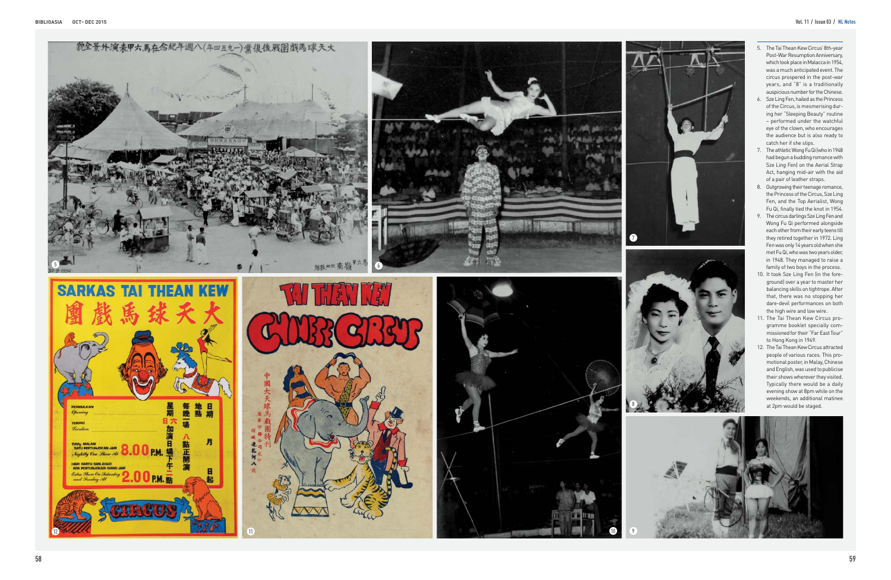5. The Tai Thean Kew Circus' 8th-year Post-War Resumption Anniversary, which took place in Malacca in 1954, was a much anticipated event. The circus prospered in the post-war years, and "8" is a traditionally auspicious number for the Chinese.
6. Sze Ling Fen, hailed as the Princess of the Circus, is mesmerising during her "Sleeping Beauty" routine – performed under the watchful eye of the clown, who encourages the audience but is also ready to catch her if she slips.
7. The athletic Wong Fu Qi (who in 1948 had begun a budding romance with Sze Ling Fen) on the Aerial Strap Act, hanging mid-air with the aid of a pair of leather straps.
8. Outgrowing their teenage romance, the Princess of the Circus, Sze Ling Fen, and the Top Aerialist, Wong Fu Qi, finally tied the knot in 1954.
9. The circus darlings Sze Ling Fen and Wong Fu Qi performed alongside each other from their early teens till they retired together in 1972. Ling Fen was only 14 years old when she met Fu Qi, who was two years older, in 1948. They managed to raise a family of two boys in the process.
10. It took Sze Ling Fen (in the foreground) over a year to master her balancing skills on tightrope. After that, there was no stopping her dare-devil performances on both the high wire and low wire.
11. The Tai Thean Kew Circus programme booklet specially commissioned for their "Far East Tour" to Hong Kong in 1949.
12. The Tai Thean Kew Circus attracted people of various races. This promotional poster, in Malay, Chinese and English, was used to publicise their shows wherever they visited. Typically there would be a daily evening show at 8pm while on the weekends, an additional matinee at 2pm would be staged.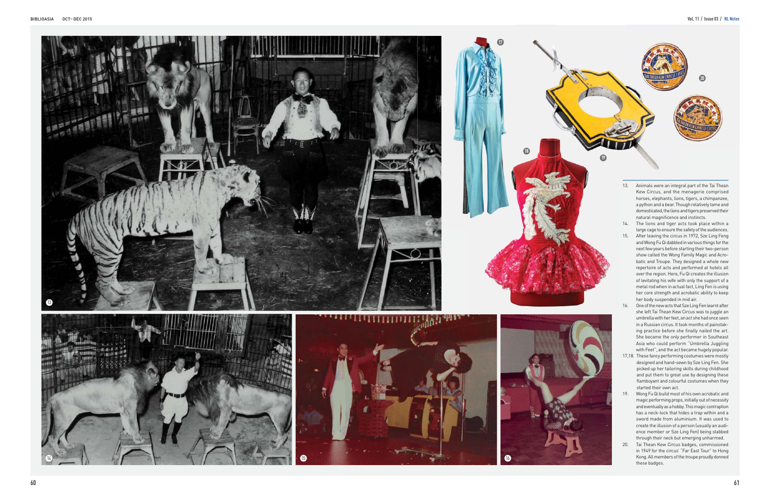13. Animals were an integral part of the Tai Thean Kew Circus, and the menagerie comprised horses, elephants, lions, tigers, a chimpanzee, a python and a bear. Though relatively tame and domesticated, the lions and tigers preserved their natural magnificence and instincts.
14. The lions and tiger acts took place within a large cage to ensure the safety of the audiences.
15. After leaving the circus in 1972, Sze Ling Feng and Wong Fu Qi dabbled in various things for the next few years before starting their two-person show called the Wong Family Magic and Acrobatic and Troupe. They designed a whole new repertoire of acts and performed at hotels all over the region. Here, Fu Qi creates the illusion of levitating his wife with only the support of a metal rod when in actual fact, Ling Fen is using her core strength and acrobatic ability to keep her body suspended in mid air.
16. One of the new acts that Sze Ling Fen learnt after she left Tai Thean Kew Circus was to juggle an umbrella with her feet, an act she had once seen in a Russian circus. It took months of painstaking practice before she finally nailed the art. She became the only performer in Southeast Asia who could perform "Umbrella Juggling with Feet", and the act became hugely popular.
17,18. These fancy performing costumes were mostly designed and hand-sewn by Sze Ling Fen. She picked up her tailoring skills during childhood and put them to great use by designing these flamboyant and colourful costumes when they started their own act.
19. Wong Fu Qi build most of his own acrobatic and magic performing props, initially out of necessity and eventually as a hobby. This magic contraption has a neck-lock that hides a trap within and a sword made from aluminium. It was used to create the illusion of a person (usually an audience member or Sze Ling Fen) being stabbed through their neck but emerging unharmed.
20. Tai Thean Kew Circus badges, commissioned in 1949 for the circus' "Far East Tour" to Hong Kong. All members of the troupe proudly donned these badges.